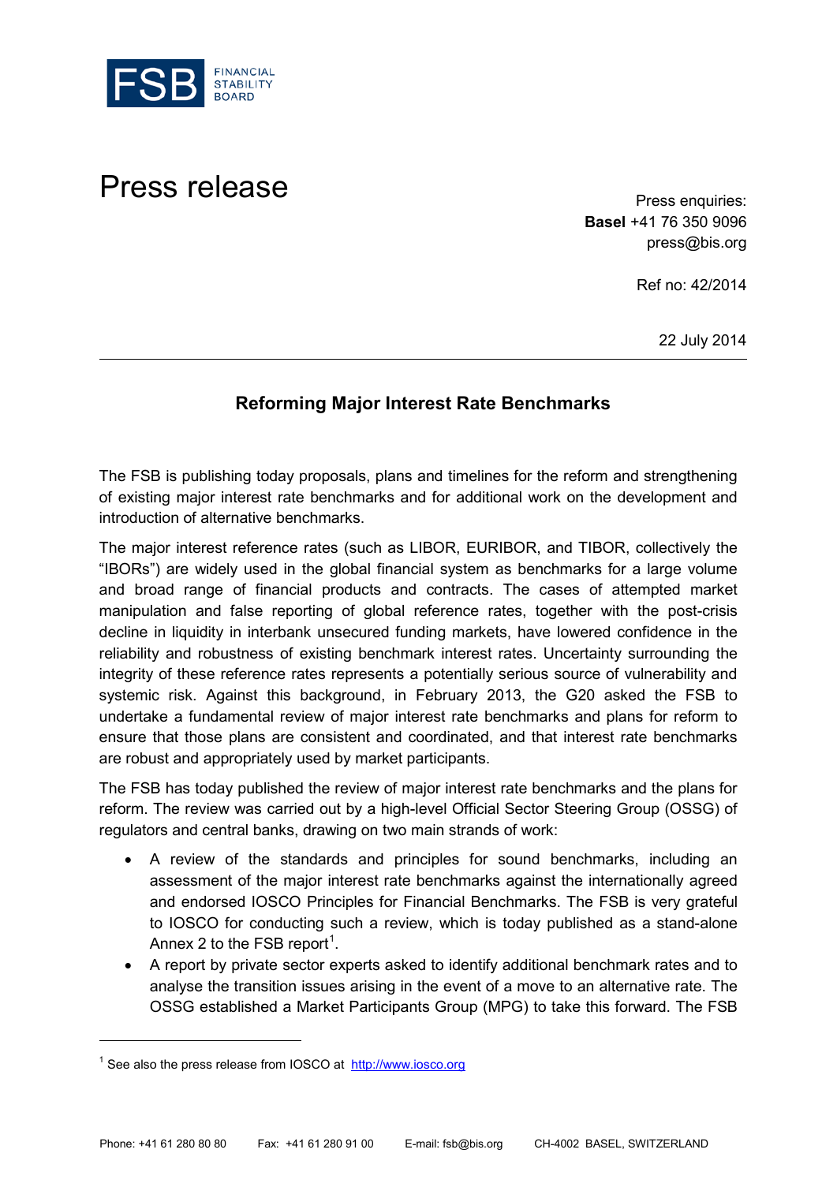FSB FINANCIAL STABILITY BOARD

# Press release

Press enquiries:
**Basel** +41 76 350 9096
press@bis.org

Ref no: 42/2014

22 July 2014

## Reforming Major Interest Rate Benchmarks

The FSB is publishing today proposals, plans and timelines for the reform and strengthening of existing major interest rate benchmarks and for additional work on the development and introduction of alternative benchmarks.

The major interest reference rates (such as LIBOR, EURIBOR, and TIBOR, collectively the "IBORs") are widely used in the global financial system as benchmarks for a large volume and broad range of financial products and contracts. The cases of attempted market manipulation and false reporting of global reference rates, together with the post-crisis decline in liquidity in interbank unsecured funding markets, have lowered confidence in the reliability and robustness of existing benchmark interest rates. Uncertainty surrounding the integrity of these reference rates represents a potentially serious source of vulnerability and systemic risk. Against this background, in February 2013, the G20 asked the FSB to undertake a fundamental review of major interest rate benchmarks and plans for reform to ensure that those plans are consistent and coordinated, and that interest rate benchmarks are robust and appropriately used by market participants.

The FSB has today published the review of major interest rate benchmarks and the plans for reform. The review was carried out by a high-level Official Sector Steering Group (OSSG) of regulators and central banks, drawing on two main strands of work:

- A review of the standards and principles for sound benchmarks, including an assessment of the major interest rate benchmarks against the internationally agreed and endorsed IOSCO Principles for Financial Benchmarks. The FSB is very grateful to IOSCO for conducting such a review, which is today published as a stand-alone Annex 2 to the FSB report[1].
- A report by private sector experts asked to identify additional benchmark rates and to analyse the transition issues arising in the event of a move to an alternative rate. The OSSG established a Market Participants Group (MPG) to take this forward. The FSB

[1] See also the press release from IOSCO at http://www.iosco.org

Phone: +41 61 280 80 80 Fax: +41 61 280 91 00 E-mail: fsb@bis.org CH-4002 BASEL, SWITZERLAND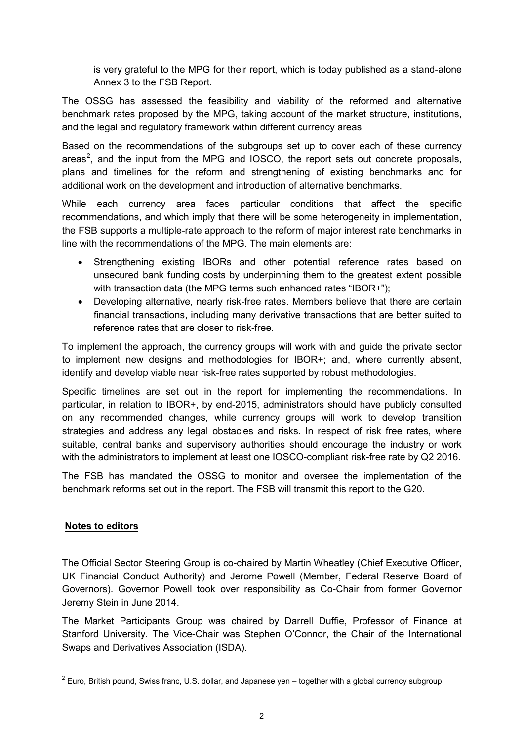is very grateful to the MPG for their report, which is today published as a stand-alone Annex 3 to the FSB Report.

The OSSG has assessed the feasibility and viability of the reformed and alternative benchmark rates proposed by the MPG, taking account of the market structure, institutions, and the legal and regulatory framework within different currency areas.

Based on the recommendations of the subgroups set up to cover each of these currency areas[2], and the input from the MPG and IOSCO, the report sets out concrete proposals, plans and timelines for the reform and strengthening of existing benchmarks and for additional work on the development and introduction of alternative benchmarks.

While each currency area faces particular conditions that affect the specific recommendations, and which imply that there will be some heterogeneity in implementation, the FSB supports a multiple-rate approach to the reform of major interest rate benchmarks in line with the recommendations of the MPG. The main elements are:

- Strengthening existing IBORs and other potential reference rates based on unsecured bank funding costs by underpinning them to the greatest extent possible with transaction data (the MPG terms such enhanced rates "IBOR+");
- Developing alternative, nearly risk-free rates. Members believe that there are certain financial transactions, including many derivative transactions that are better suited to reference rates that are closer to risk-free.

To implement the approach, the currency groups will work with and guide the private sector to implement new designs and methodologies for IBOR+; and, where currently absent, identify and develop viable near risk-free rates supported by robust methodologies.

Specific timelines are set out in the report for implementing the recommendations. In particular, in relation to IBOR+, by end-2015, administrators should have publicly consulted on any recommended changes, while currency groups will work to develop transition strategies and address any legal obstacles and risks. In respect of risk free rates, where suitable, central banks and supervisory authorities should encourage the industry or work with the administrators to implement at least one IOSCO-compliant risk-free rate by Q2 2016.

The FSB has mandated the OSSG to monitor and oversee the implementation of the benchmark reforms set out in the report. The FSB will transmit this report to the G20.

**Notes to editors**

The Official Sector Steering Group is co-chaired by Martin Wheatley (Chief Executive Officer, UK Financial Conduct Authority) and Jerome Powell (Member, Federal Reserve Board of Governors). Governor Powell took over responsibility as Co-Chair from former Governor Jeremy Stein in June 2014.

The Market Participants Group was chaired by Darrell Duffie, Professor of Finance at Stanford University. The Vice-Chair was Stephen O'Connor, the Chair of the International Swaps and Derivatives Association (ISDA).

---

[2] Euro, British pound, Swiss franc, U.S. dollar, and Japanese yen – together with a global currency subgroup.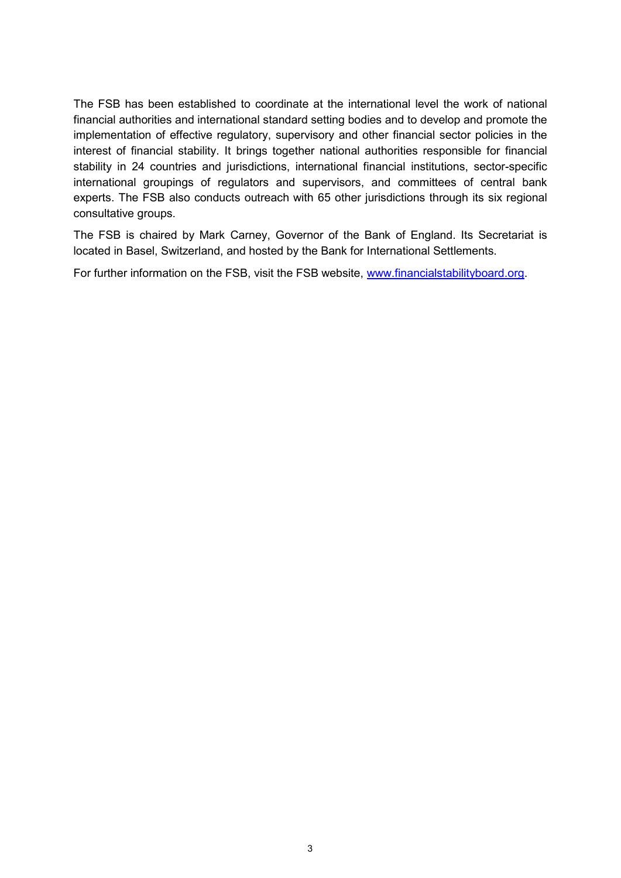The FSB has been established to coordinate at the international level the work of national financial authorities and international standard setting bodies and to develop and promote the implementation of effective regulatory, supervisory and other financial sector policies in the interest of financial stability. It brings together national authorities responsible for financial stability in 24 countries and jurisdictions, international financial institutions, sector-specific international groupings of regulators and supervisors, and committees of central bank experts. The FSB also conducts outreach with 65 other jurisdictions through its six regional consultative groups.

The FSB is chaired by Mark Carney, Governor of the Bank of England. Its Secretariat is located in Basel, Switzerland, and hosted by the Bank for International Settlements.

For further information on the FSB, visit the FSB website, [www.financialstabilityboard.org](http://www.financialstabilityboard.org).